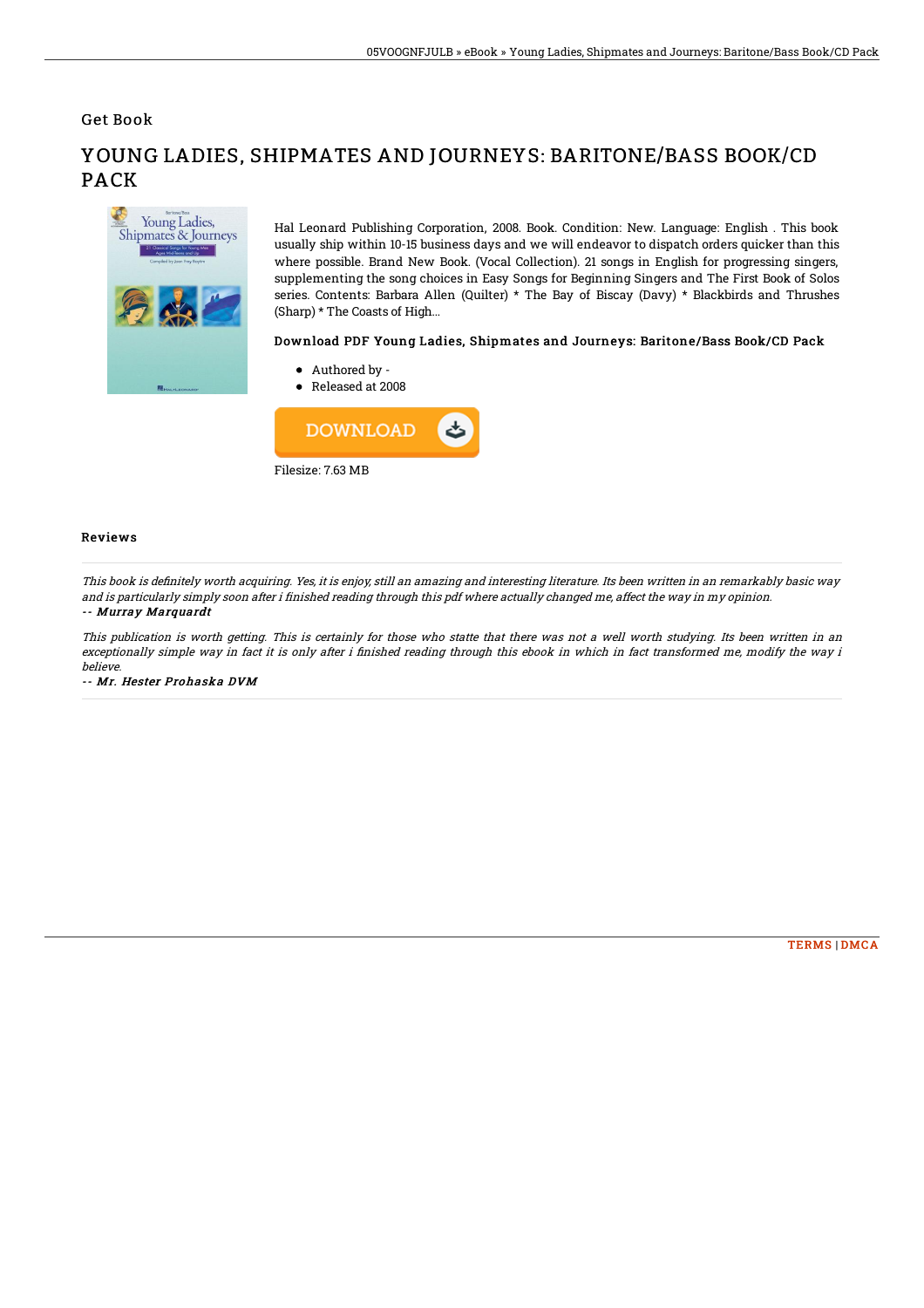Get Book

# YOUNG LADIES, SHIPMATES AND JOURNEYS: BARITONE/BASS BOOK/CD PACK

Hal Leonard Publishing Corporation, 2008. Book. Condition: New. Language: English . This book usually ship within 10-15 business days and we will endeavor to dispatch orders quicker than this where possible. Brand New Book. (Vocal Collection). 21 songs in English for progressing singers, supplementing the song choices in Easy Songs for Beginning Singers and The First Book of Solos series. Contents: Barbara Allen (Quilter) * The Bay of Biscay (Davy) * Blackbirds and Thrushes (Sharp) * The Coasts of High...

### Download PDF Young Ladies, Shipmates and Journeys: Baritone/Bass Book/CD Pack

- Authored by -
- Released at 2008

DOWNLOAD

Filesize: 7.63 MB

## Reviews

*This book is definitely worth acquiring. Yes, it is enjoy, still an amazing and interesting literature. Its been written in an remarkably basic way and is particularly simply soon after i finished reading through this pdf where actually changed me, affect the way in my opinion.*

***-- Murray Marquardt***

*This publication is worth getting. This is certainly for those who statte that there was not a well worth studying. Its been written in an exceptionally simple way in fact it is only after i finished reading through this ebook in which in fact transformed me, modify the way i believe.*

***-- Mr. Hester Prohaska DVM***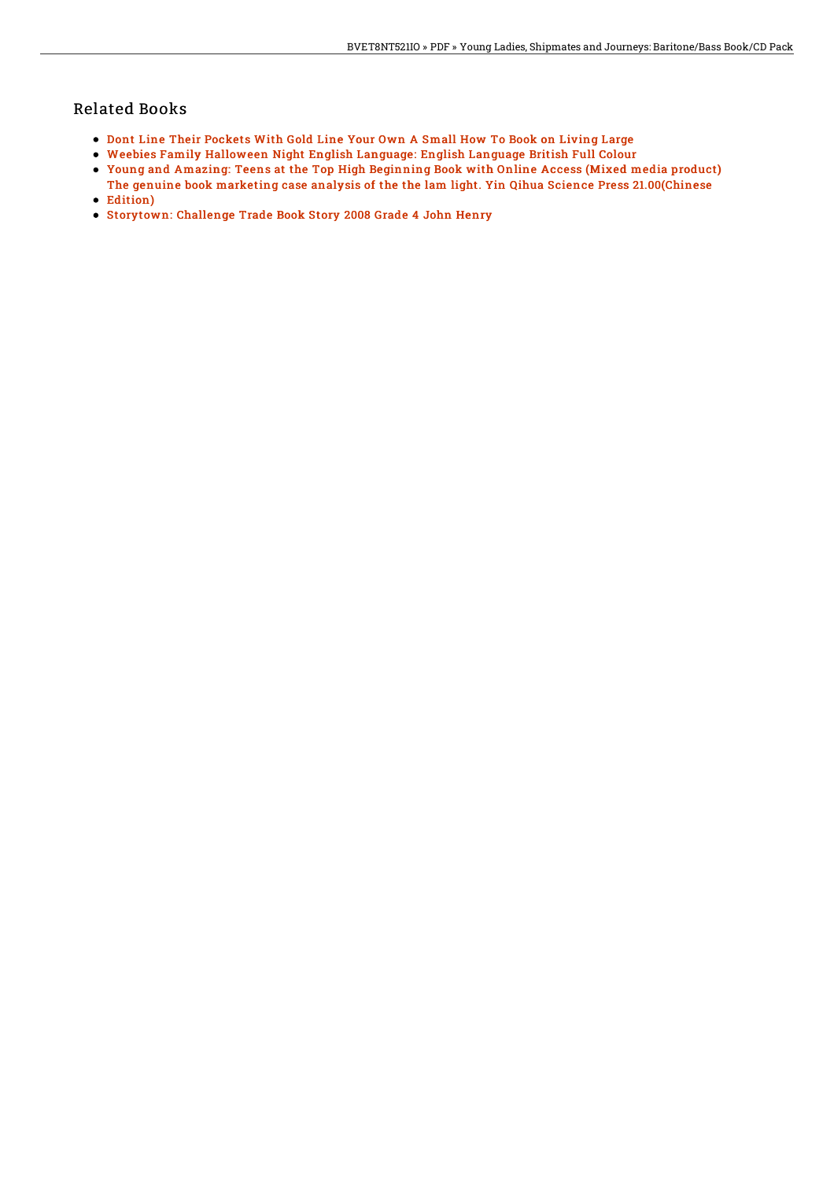## Related Books

- Dont Line Their Pockets With Gold Line Your Own A Small How To Book on Living Large
- Weebies Family Halloween Night English Language: English Language British Full Colour
- Young and Amazing: Teens at the Top High Beginning Book with Online Access (Mixed media product)
- The genuine book marketing case analysis of the the lam light. Yin Qihua Science Press 21.00(Chinese Edition)
- Storytown: Challenge Trade Book Story 2008 Grade 4 John Henry